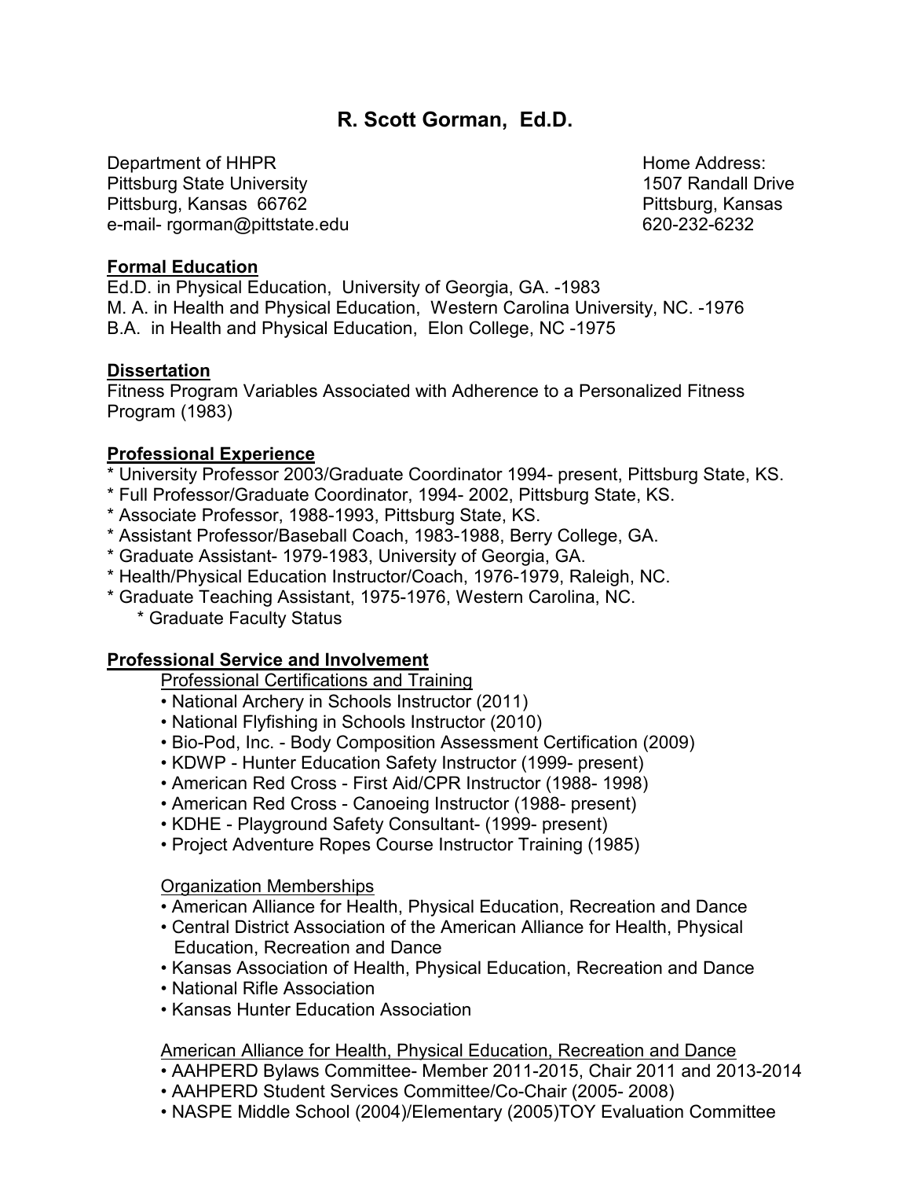# R. Scott Gorman, Ed.D.

Department of HHPR
Pittsburg State University
Pittsburg, Kansas 66762
e-mail- rgorman@pittstate.edu

Home Address:
1507 Randall Drive
Pittsburg, Kansas
620-232-6232

## Formal Education

Ed.D. in Physical Education, University of Georgia, GA. -1983
M. A. in Health and Physical Education, Western Carolina University, NC. -1976
B.A. in Health and Physical Education, Elon College, NC -1975

## Dissertation

Fitness Program Variables Associated with Adherence to a Personalized Fitness Program (1983)

## Professional Experience

* University Professor 2003/Graduate Coordinator 1994- present, Pittsburg State, KS.
* Full Professor/Graduate Coordinator, 1994- 2002, Pittsburg State, KS.
* Associate Professor, 1988-1993, Pittsburg State, KS.
* Assistant Professor/Baseball Coach, 1983-1988, Berry College, GA.
* Graduate Assistant- 1979-1983, University of Georgia, GA.
* Health/Physical Education Instructor/Coach, 1976-1979, Raleigh, NC.
* Graduate Teaching Assistant, 1975-1976, Western Carolina, NC.
    * Graduate Faculty Status

## Professional Service and Involvement

### Professional Certifications and Training

- National Archery in Schools Instructor (2011)
- National Flyfishing in Schools Instructor (2010)
- Bio-Pod, Inc. - Body Composition Assessment Certification (2009)
- KDWP - Hunter Education Safety Instructor (1999- present)
- American Red Cross - First Aid/CPR Instructor (1988- 1998)
- American Red Cross - Canoeing Instructor (1988- present)
- KDHE - Playground Safety Consultant- (1999- present)
- Project Adventure Ropes Course Instructor Training (1985)

### Organization Memberships

- American Alliance for Health, Physical Education, Recreation and Dance
- Central District Association of the American Alliance for Health, Physical Education, Recreation and Dance
- Kansas Association of Health, Physical Education, Recreation and Dance
- National Rifle Association
- Kansas Hunter Education Association

### American Alliance for Health, Physical Education, Recreation and Dance

- AAHPERD Bylaws Committee- Member 2011-2015, Chair 2011 and 2013-2014
- AAHPERD Student Services Committee/Co-Chair (2005- 2008)
- NASPE Middle School (2004)/Elementary (2005)TOY Evaluation Committee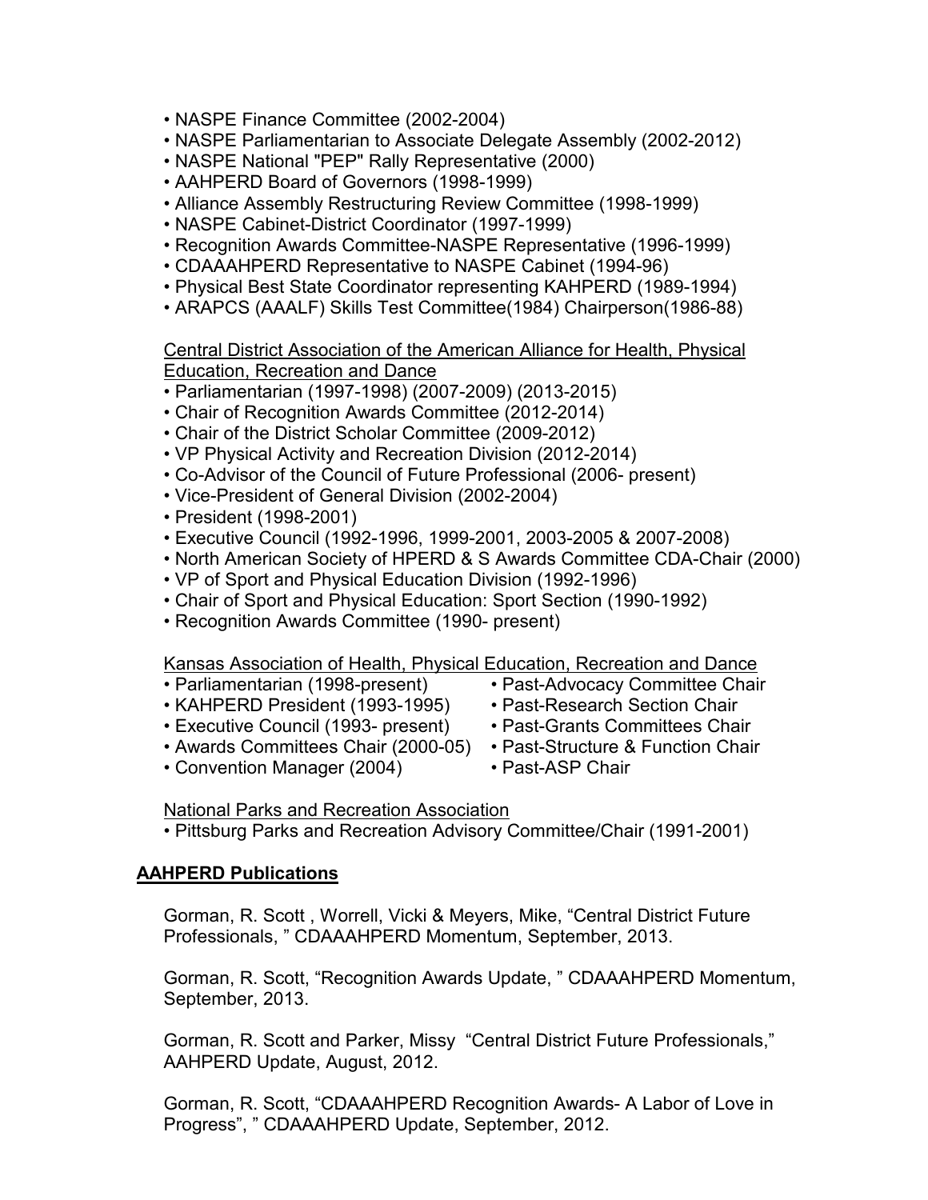- NASPE Finance Committee (2002-2004)
- NASPE Parliamentarian to Associate Delegate Assembly (2002-2012)
- NASPE National "PEP" Rally Representative (2000)
- AAHPERD Board of Governors (1998-1999)
- Alliance Assembly Restructuring Review Committee (1998-1999)
- NASPE Cabinet-District Coordinator (1997-1999)
- Recognition Awards Committee-NASPE Representative (1996-1999)
- CDAAAHPERD Representative to NASPE Cabinet (1994-96)
- Physical Best State Coordinator representing KAHPERD (1989-1994)
- ARAPCS (AAALF) Skills Test Committee(1984) Chairperson(1986-88)

<u>Central District Association of the American Alliance for Health, Physical Education, Recreation and Dance</u>

- Parliamentarian (1997-1998) (2007-2009) (2013-2015)
- Chair of Recognition Awards Committee (2012-2014)
- Chair of the District Scholar Committee (2009-2012)
- VP Physical Activity and Recreation Division (2012-2014)
- Co-Advisor of the Council of Future Professional (2006- present)
- Vice-President of General Division (2002-2004)
- President (1998-2001)
- Executive Council (1992-1996, 1999-2001, 2003-2005 & 2007-2008)
- North American Society of HPERD & S Awards Committee CDA-Chair (2000)
- VP of Sport and Physical Education Division (1992-1996)
- Chair of Sport and Physical Education: Sport Section (1990-1992)
- Recognition Awards Committee (1990- present)

<u>Kansas Association of Health, Physical Education, Recreation and Dance</u>

- Parliamentarian (1998-present)
- KAHPERD President (1993-1995)
- Executive Council (1993- present)
- Awards Committees Chair (2000-05)
- Convention Manager (2004)
- Past-Advocacy Committee Chair
- Past-Research Section Chair
- Past-Grants Committees Chair
- Past-Structure & Function Chair
- Past-ASP Chair

<u>National Parks and Recreation Association</u>

- Pittsburg Parks and Recreation Advisory Committee/Chair (1991-2001)

## AAHPERD Publications

Gorman, R. Scott , Worrell, Vicki & Meyers, Mike, “Central District Future Professionals, ” CDAAAHPERD Momentum, September, 2013.

Gorman, R. Scott, “Recognition Awards Update, ” CDAAAHPERD Momentum, September, 2013.

Gorman, R. Scott and Parker, Missy “Central District Future Professionals,” AAHPERD Update, August, 2012.

Gorman, R. Scott, “CDAAAHPERD Recognition Awards- A Labor of Love in Progress”, ” CDAAAHPERD Update, September, 2012.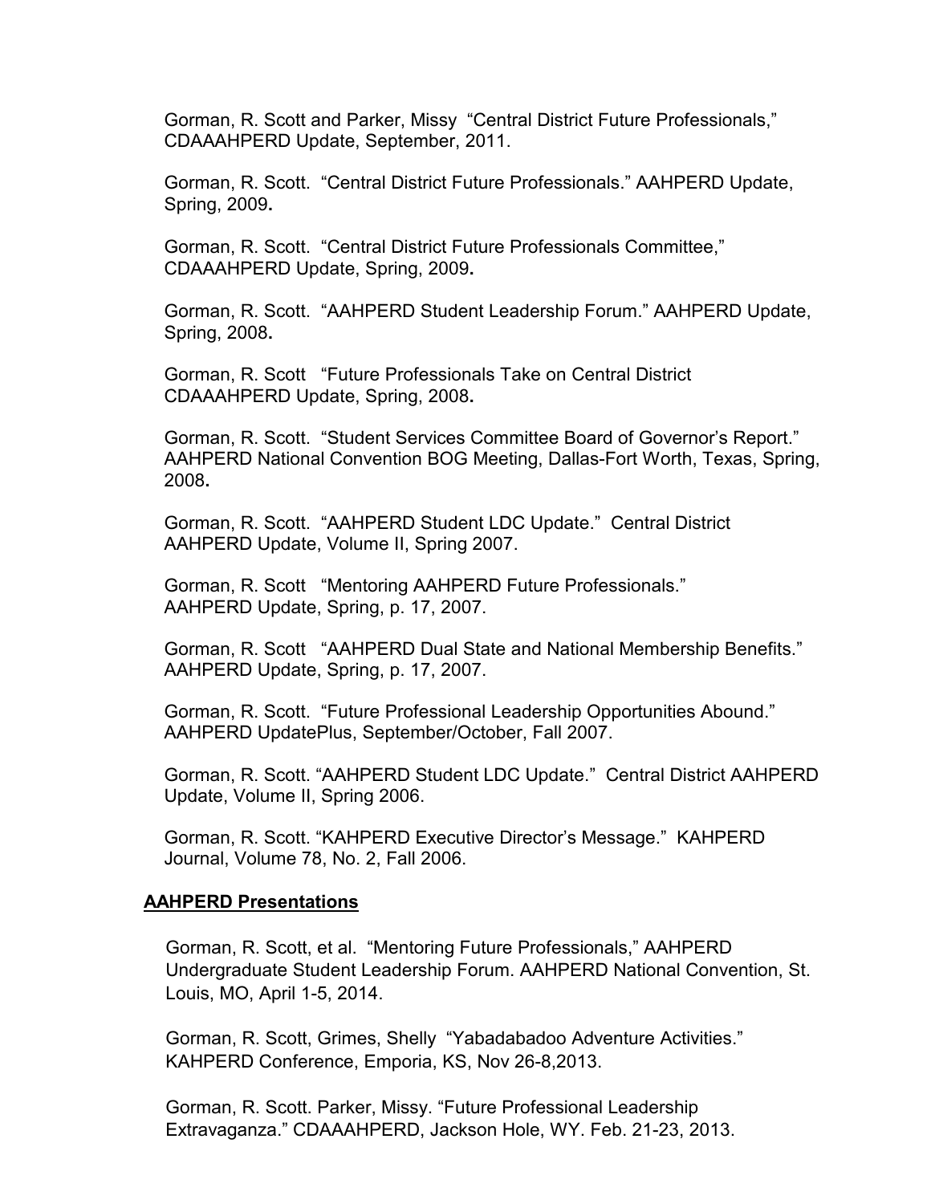Gorman, R. Scott and Parker, Missy "Central District Future Professionals," CDAAAHPERD Update, September, 2011.

Gorman, R. Scott. "Central District Future Professionals." AAHPERD Update, Spring, 2009**.**

Gorman, R. Scott. "Central District Future Professionals Committee," CDAAAHPERD Update, Spring, 2009**.**

Gorman, R. Scott. "AAHPERD Student Leadership Forum." AAHPERD Update, Spring, 2008**.**

Gorman, R. Scott "Future Professionals Take on Central District CDAAAHPERD Update, Spring, 2008**.**

Gorman, R. Scott. "Student Services Committee Board of Governor's Report." AAHPERD National Convention BOG Meeting, Dallas-Fort Worth, Texas, Spring, 2008**.**

Gorman, R. Scott. "AAHPERD Student LDC Update." Central District AAHPERD Update, Volume II, Spring 2007.

Gorman, R. Scott "Mentoring AAHPERD Future Professionals." AAHPERD Update, Spring, p. 17, 2007.

Gorman, R. Scott "AAHPERD Dual State and National Membership Benefits." AAHPERD Update, Spring, p. 17, 2007.

Gorman, R. Scott. "Future Professional Leadership Opportunities Abound." AAHPERD UpdatePlus, September/October, Fall 2007.

Gorman, R. Scott. "AAHPERD Student LDC Update." Central District AAHPERD Update, Volume II, Spring 2006.

Gorman, R. Scott. "KAHPERD Executive Director's Message." KAHPERD Journal, Volume 78, No. 2, Fall 2006.

**AAHPERD Presentations**

Gorman, R. Scott, et al. "Mentoring Future Professionals," AAHPERD Undergraduate Student Leadership Forum. AAHPERD National Convention, St. Louis, MO, April 1-5, 2014.

Gorman, R. Scott, Grimes, Shelly "Yabadabadoo Adventure Activities." KAHPERD Conference, Emporia, KS, Nov 26-8,2013.

Gorman, R. Scott. Parker, Missy. "Future Professional Leadership Extravaganza." CDAAAHPERD, Jackson Hole, WY. Feb. 21-23, 2013.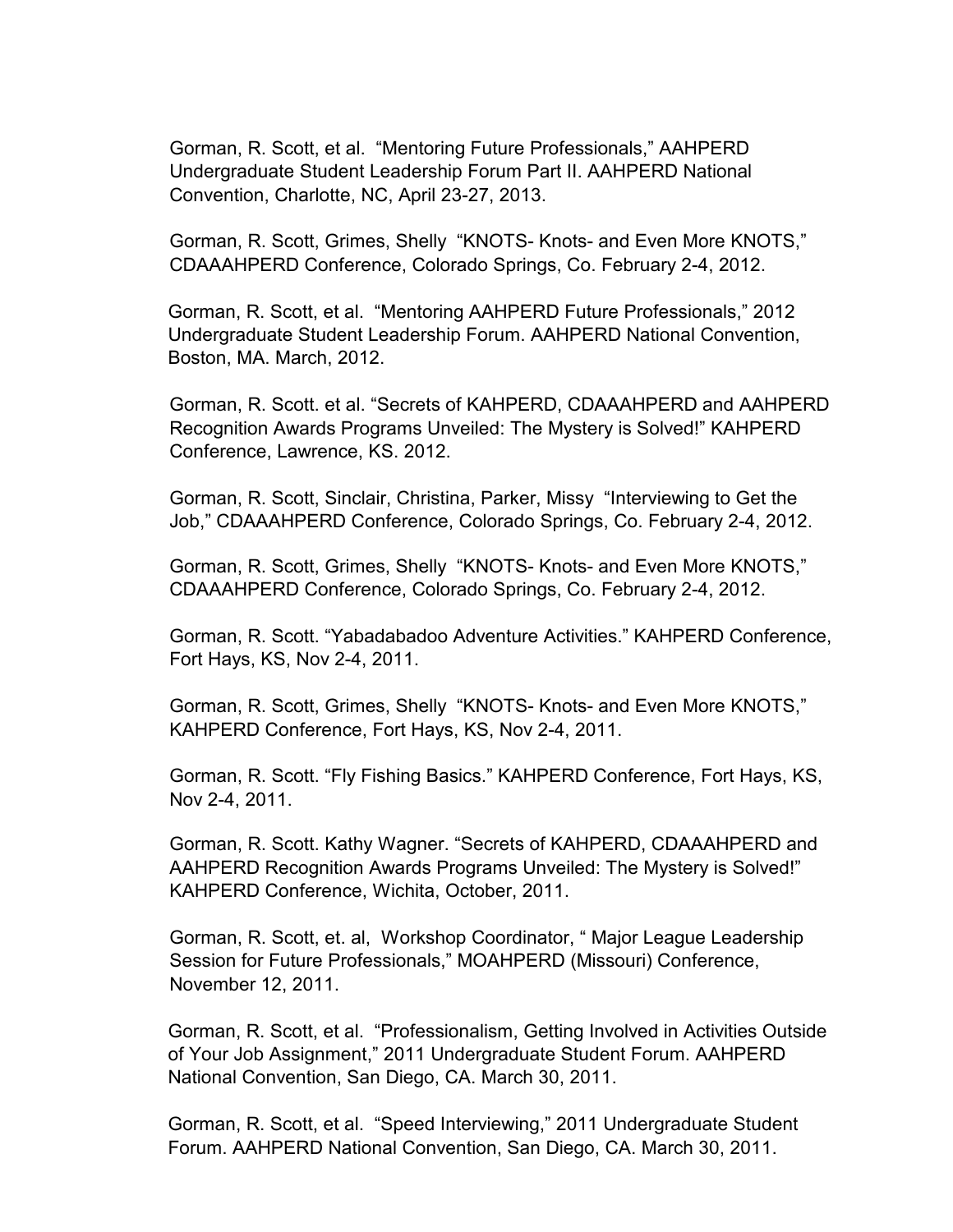Gorman, R. Scott, et al. "Mentoring Future Professionals," AAHPERD Undergraduate Student Leadership Forum Part II. AAHPERD National Convention, Charlotte, NC, April 23-27, 2013.

Gorman, R. Scott, Grimes, Shelly "KNOTS- Knots- and Even More KNOTS," CDAAAHPERD Conference, Colorado Springs, Co. February 2-4, 2012.

Gorman, R. Scott, et al. "Mentoring AAHPERD Future Professionals," 2012 Undergraduate Student Leadership Forum. AAHPERD National Convention, Boston, MA. March, 2012.

Gorman, R. Scott. et al. "Secrets of KAHPERD, CDAAAHPERD and AAHPERD Recognition Awards Programs Unveiled: The Mystery is Solved!" KAHPERD Conference, Lawrence, KS. 2012.

Gorman, R. Scott, Sinclair, Christina, Parker, Missy "Interviewing to Get the Job," CDAAAHPERD Conference, Colorado Springs, Co. February 2-4, 2012.

Gorman, R. Scott, Grimes, Shelly "KNOTS- Knots- and Even More KNOTS," CDAAAHPERD Conference, Colorado Springs, Co. February 2-4, 2012.

Gorman, R. Scott. "Yabadabadoo Adventure Activities." KAHPERD Conference, Fort Hays, KS, Nov 2-4, 2011.

Gorman, R. Scott, Grimes, Shelly "KNOTS- Knots- and Even More KNOTS," KAHPERD Conference, Fort Hays, KS, Nov 2-4, 2011.

Gorman, R. Scott. "Fly Fishing Basics." KAHPERD Conference, Fort Hays, KS, Nov 2-4, 2011.

Gorman, R. Scott. Kathy Wagner. "Secrets of KAHPERD, CDAAAHPERD and AAHPERD Recognition Awards Programs Unveiled: The Mystery is Solved!" KAHPERD Conference, Wichita, October, 2011.

Gorman, R. Scott, et. al, Workshop Coordinator, " Major League Leadership Session for Future Professionals," MOAHPERD (Missouri) Conference, November 12, 2011.

Gorman, R. Scott, et al. "Professionalism, Getting Involved in Activities Outside of Your Job Assignment," 2011 Undergraduate Student Forum. AAHPERD National Convention, San Diego, CA. March 30, 2011.

Gorman, R. Scott, et al. "Speed Interviewing," 2011 Undergraduate Student Forum. AAHPERD National Convention, San Diego, CA. March 30, 2011.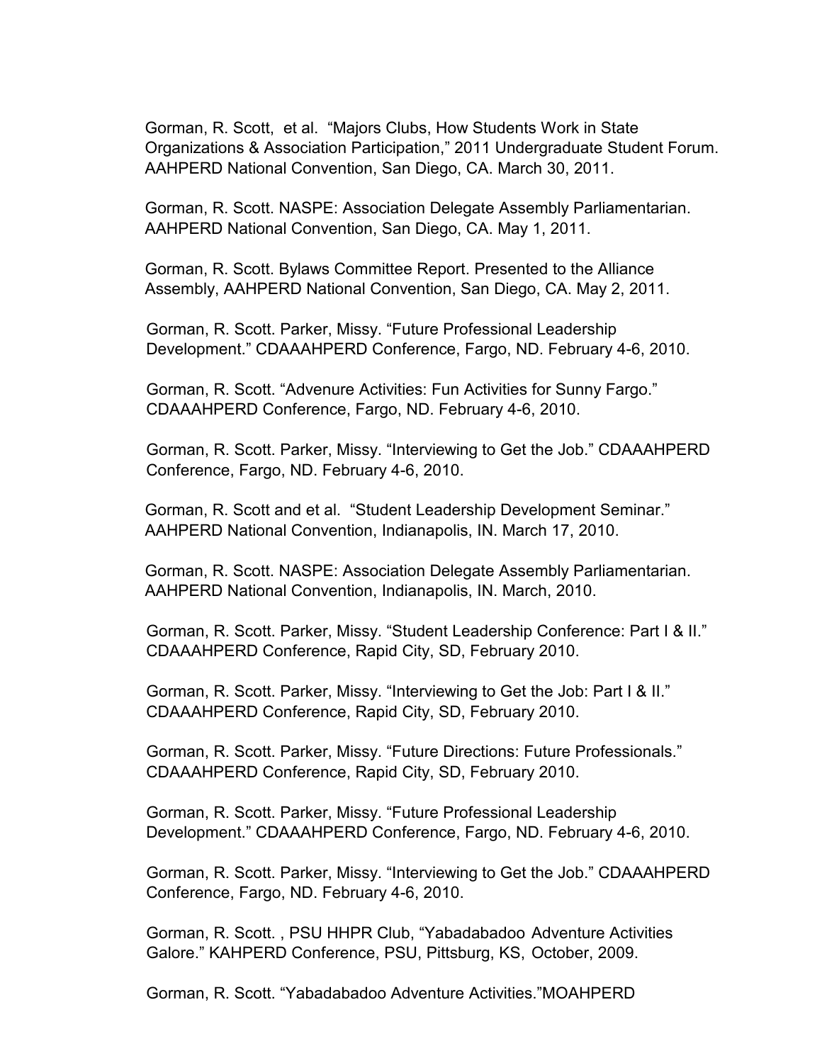Gorman, R. Scott, et al. "Majors Clubs, How Students Work in State Organizations & Association Participation," 2011 Undergraduate Student Forum. AAHPERD National Convention, San Diego, CA. March 30, 2011.

Gorman, R. Scott. NASPE: Association Delegate Assembly Parliamentarian. AAHPERD National Convention, San Diego, CA. May 1, 2011.

Gorman, R. Scott. Bylaws Committee Report. Presented to the Alliance Assembly, AAHPERD National Convention, San Diego, CA. May 2, 2011.

Gorman, R. Scott. Parker, Missy. "Future Professional Leadership Development." CDAAAHPERD Conference, Fargo, ND. February 4-6, 2010.

Gorman, R. Scott. "Advenure Activities: Fun Activities for Sunny Fargo." CDAAAHPERD Conference, Fargo, ND. February 4-6, 2010.

Gorman, R. Scott. Parker, Missy. "Interviewing to Get the Job." CDAAAHPERD Conference, Fargo, ND. February 4-6, 2010.

Gorman, R. Scott and et al. "Student Leadership Development Seminar." AAHPERD National Convention, Indianapolis, IN. March 17, 2010.

Gorman, R. Scott. NASPE: Association Delegate Assembly Parliamentarian. AAHPERD National Convention, Indianapolis, IN. March, 2010.

Gorman, R. Scott. Parker, Missy. "Student Leadership Conference: Part I & II." CDAAAHPERD Conference, Rapid City, SD, February 2010.

Gorman, R. Scott. Parker, Missy. "Interviewing to Get the Job: Part I & II." CDAAAHPERD Conference, Rapid City, SD, February 2010.

Gorman, R. Scott. Parker, Missy. "Future Directions: Future Professionals." CDAAAHPERD Conference, Rapid City, SD, February 2010.

Gorman, R. Scott. Parker, Missy. "Future Professional Leadership Development." CDAAAHPERD Conference, Fargo, ND. February 4-6, 2010.

Gorman, R. Scott. Parker, Missy. "Interviewing to Get the Job." CDAAAHPERD Conference, Fargo, ND. February 4-6, 2010.

Gorman, R. Scott. , PSU HHPR Club, "Yabadabadoo Adventure Activities Galore." KAHPERD Conference, PSU, Pittsburg, KS, October, 2009.

Gorman, R. Scott. "Yabadabadoo Adventure Activities."MOAHPERD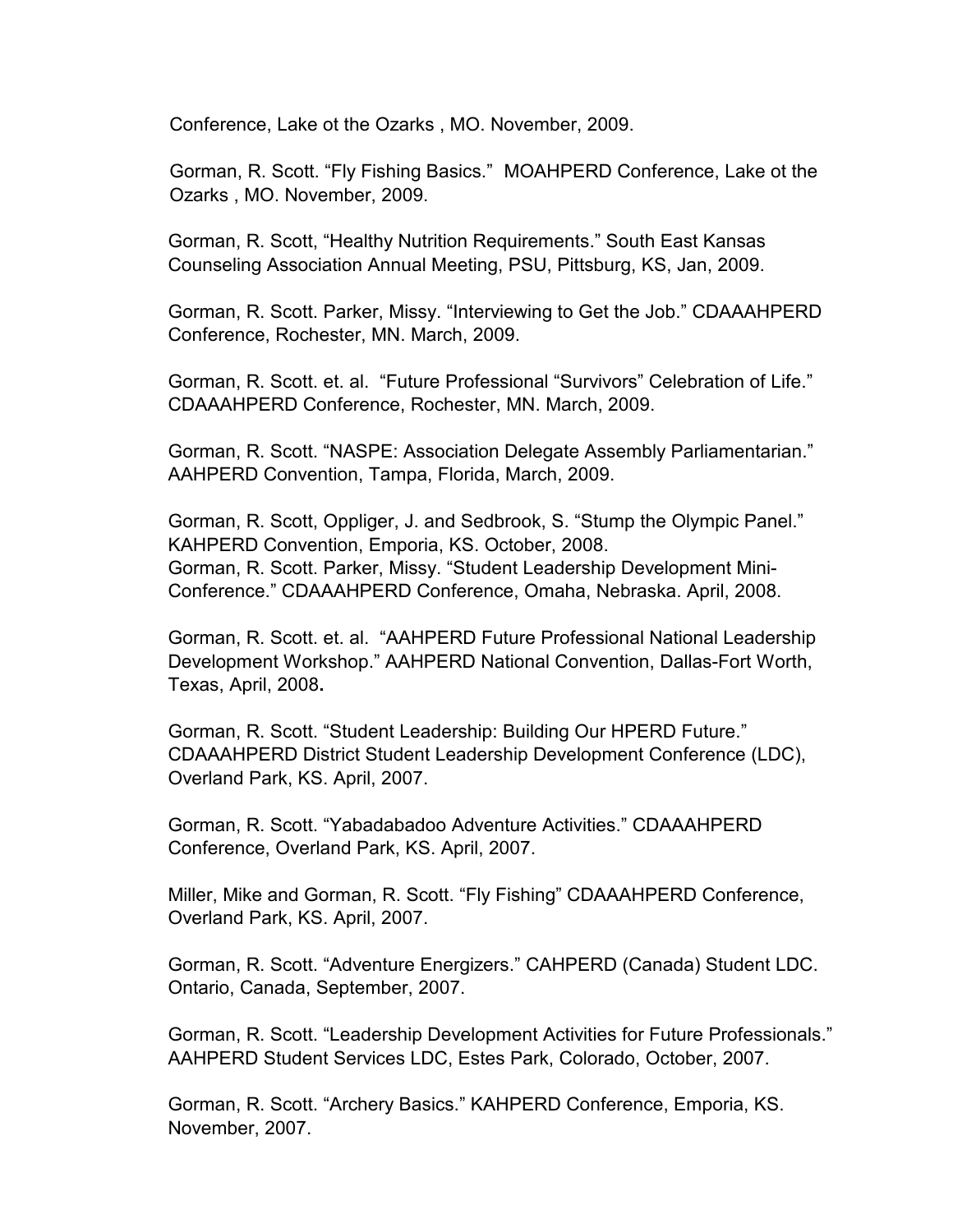Conference, Lake ot the Ozarks , MO. November, 2009.

Gorman, R. Scott. “Fly Fishing Basics.” MOAHPERD Conference, Lake ot the Ozarks , MO. November, 2009.

Gorman, R. Scott, “Healthy Nutrition Requirements.” South East Kansas Counseling Association Annual Meeting, PSU, Pittsburg, KS, Jan, 2009.

Gorman, R. Scott. Parker, Missy. “Interviewing to Get the Job.” CDAAAHPERD Conference, Rochester, MN. March, 2009.

Gorman, R. Scott. et. al. “Future Professional “Survivors” Celebration of Life.” CDAAAHPERD Conference, Rochester, MN. March, 2009.

Gorman, R. Scott. “NASPE: Association Delegate Assembly Parliamentarian.” AAHPERD Convention, Tampa, Florida, March, 2009.

Gorman, R. Scott, Oppliger, J. and Sedbrook, S. “Stump the Olympic Panel.” KAHPERD Convention, Emporia, KS. October, 2008.

Gorman, R. Scott. Parker, Missy. “Student Leadership Development Mini-Conference.” CDAAAHPERD Conference, Omaha, Nebraska. April, 2008.

Gorman, R. Scott. et. al. “AAHPERD Future Professional National Leadership Development Workshop.” AAHPERD National Convention, Dallas-Fort Worth, Texas, April, 2008**.**

Gorman, R. Scott. “Student Leadership: Building Our HPERD Future.” CDAAAHPERD District Student Leadership Development Conference (LDC), Overland Park, KS. April, 2007.

Gorman, R. Scott. “Yabadabadoo Adventure Activities.” CDAAAHPERD Conference, Overland Park, KS. April, 2007.

Miller, Mike and Gorman, R. Scott. “Fly Fishing” CDAAAHPERD Conference, Overland Park, KS. April, 2007.

Gorman, R. Scott. “Adventure Energizers.” CAHPERD (Canada) Student LDC. Ontario, Canada, September, 2007.

Gorman, R. Scott. “Leadership Development Activities for Future Professionals.” AAHPERD Student Services LDC, Estes Park, Colorado, October, 2007.

Gorman, R. Scott. “Archery Basics.” KAHPERD Conference, Emporia, KS. November, 2007.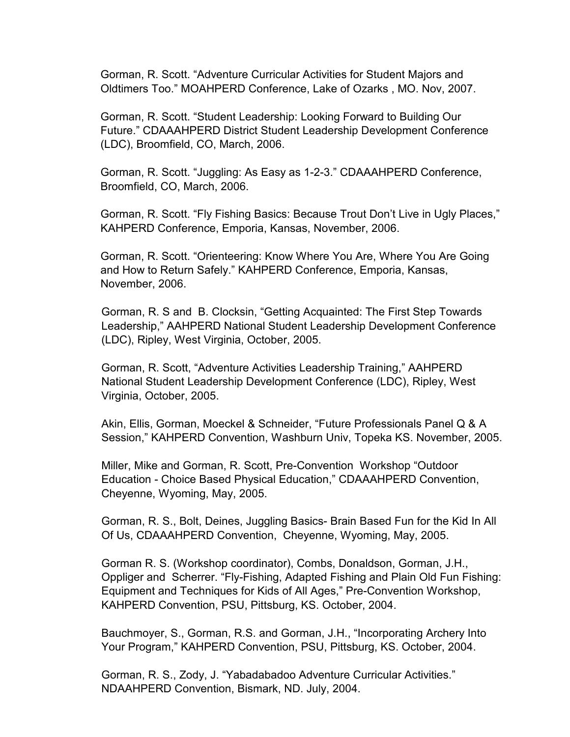Gorman, R. Scott. “Adventure Curricular Activities for Student Majors and Oldtimers Too.” MOAHPERD Conference, Lake of Ozarks , MO. Nov, 2007.

Gorman, R. Scott. “Student Leadership: Looking Forward to Building Our Future.” CDAAAHPERD District Student Leadership Development Conference (LDC), Broomfield, CO, March, 2006.

Gorman, R. Scott. “Juggling: As Easy as 1-2-3.” CDAAAHPERD Conference, Broomfield, CO, March, 2006.

Gorman, R. Scott. “Fly Fishing Basics: Because Trout Don’t Live in Ugly Places,” KAHPERD Conference, Emporia, Kansas, November, 2006.

Gorman, R. Scott. “Orienteering: Know Where You Are, Where You Are Going and How to Return Safely.” KAHPERD Conference, Emporia, Kansas, November, 2006.

Gorman, R. S and B. Clocksin, “Getting Acquainted: The First Step Towards Leadership,” AAHPERD National Student Leadership Development Conference (LDC), Ripley, West Virginia, October, 2005.

Gorman, R. Scott, “Adventure Activities Leadership Training,” AAHPERD National Student Leadership Development Conference (LDC), Ripley, West Virginia, October, 2005.

Akin, Ellis, Gorman, Moeckel & Schneider, “Future Professionals Panel Q & A Session,” KAHPERD Convention, Washburn Univ, Topeka KS. November, 2005.

Miller, Mike and Gorman, R. Scott, Pre-Convention Workshop “Outdoor Education - Choice Based Physical Education,” CDAAAHPERD Convention, Cheyenne, Wyoming, May, 2005.

Gorman, R. S., Bolt, Deines, Juggling Basics- Brain Based Fun for the Kid In All Of Us, CDAAAHPERD Convention, Cheyenne, Wyoming, May, 2005.

Gorman R. S. (Workshop coordinator), Combs, Donaldson, Gorman, J.H., Oppliger and Scherrer. “Fly-Fishing, Adapted Fishing and Plain Old Fun Fishing: Equipment and Techniques for Kids of All Ages,” Pre-Convention Workshop, KAHPERD Convention, PSU, Pittsburg, KS. October, 2004.

Bauchmoyer, S., Gorman, R.S. and Gorman, J.H., “Incorporating Archery Into Your Program,” KAHPERD Convention, PSU, Pittsburg, KS. October, 2004.

Gorman, R. S., Zody, J. “Yabadabadoo Adventure Curricular Activities.” NDAAHPERD Convention, Bismark, ND. July, 2004.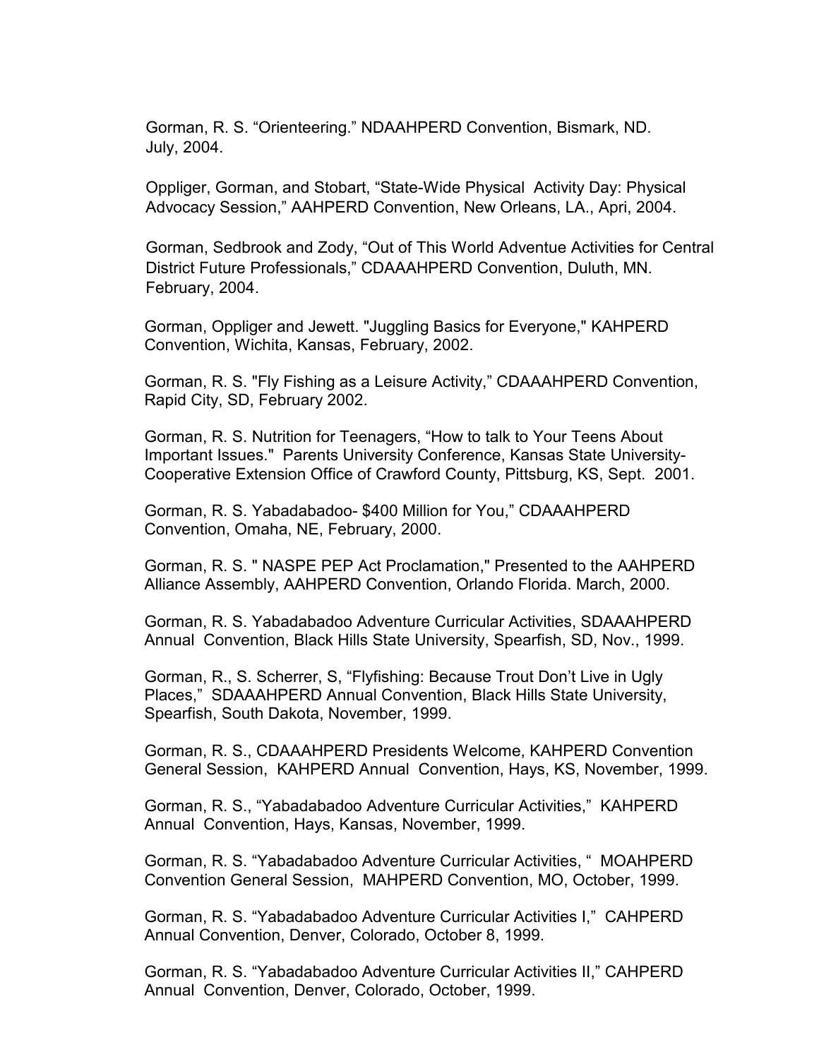Gorman, R. S. “Orienteering.” NDAAHPERD Convention, Bismark, ND. July, 2004.

Oppliger, Gorman, and Stobart, “State-Wide Physical Activity Day: Physical Advocacy Session,” AAHPERD Convention, New Orleans, LA., Apri, 2004.

Gorman, Sedbrook and Zody, “Out of This World Adventue Activities for Central District Future Professionals,” CDAAAHPERD Convention, Duluth, MN. February, 2004.

Gorman, Oppliger and Jewett. "Juggling Basics for Everyone," KAHPERD Convention, Wichita, Kansas, February, 2002.

Gorman, R. S. "Fly Fishing as a Leisure Activity,” CDAAAHPERD Convention, Rapid City, SD, February 2002.

Gorman, R. S. Nutrition for Teenagers, “How to talk to Your Teens About Important Issues." Parents University Conference, Kansas State University-Cooperative Extension Office of Crawford County, Pittsburg, KS, Sept. 2001.

Gorman, R. S. Yabadabadoo- $400 Million for You,” CDAAAHPERD Convention, Omaha, NE, February, 2000.

Gorman, R. S. " NASPE PEP Act Proclamation," Presented to the AAHPERD Alliance Assembly, AAHPERD Convention, Orlando Florida. March, 2000.

Gorman, R. S. Yabadabadoo Adventure Curricular Activities, SDAAAHPERD Annual Convention, Black Hills State University, Spearfish, SD, Nov., 1999.

Gorman, R., S. Scherrer, S, “Flyfishing: Because Trout Don’t Live in Ugly Places,” SDAAAHPERD Annual Convention, Black Hills State University, Spearfish, South Dakota, November, 1999.

Gorman, R. S., CDAAAHPERD Presidents Welcome, KAHPERD Convention General Session, KAHPERD Annual Convention, Hays, KS, November, 1999.

Gorman, R. S., “Yabadabadoo Adventure Curricular Activities,” KAHPERD Annual Convention, Hays, Kansas, November, 1999.

Gorman, R. S. “Yabadabadoo Adventure Curricular Activities, “ MOAHPERD Convention General Session, MAHPERD Convention, MO, October, 1999.

Gorman, R. S. “Yabadabadoo Adventure Curricular Activities I,” CAHPERD Annual Convention, Denver, Colorado, October 8, 1999.

Gorman, R. S. “Yabadabadoo Adventure Curricular Activities II,” CAHPERD Annual Convention, Denver, Colorado, October, 1999.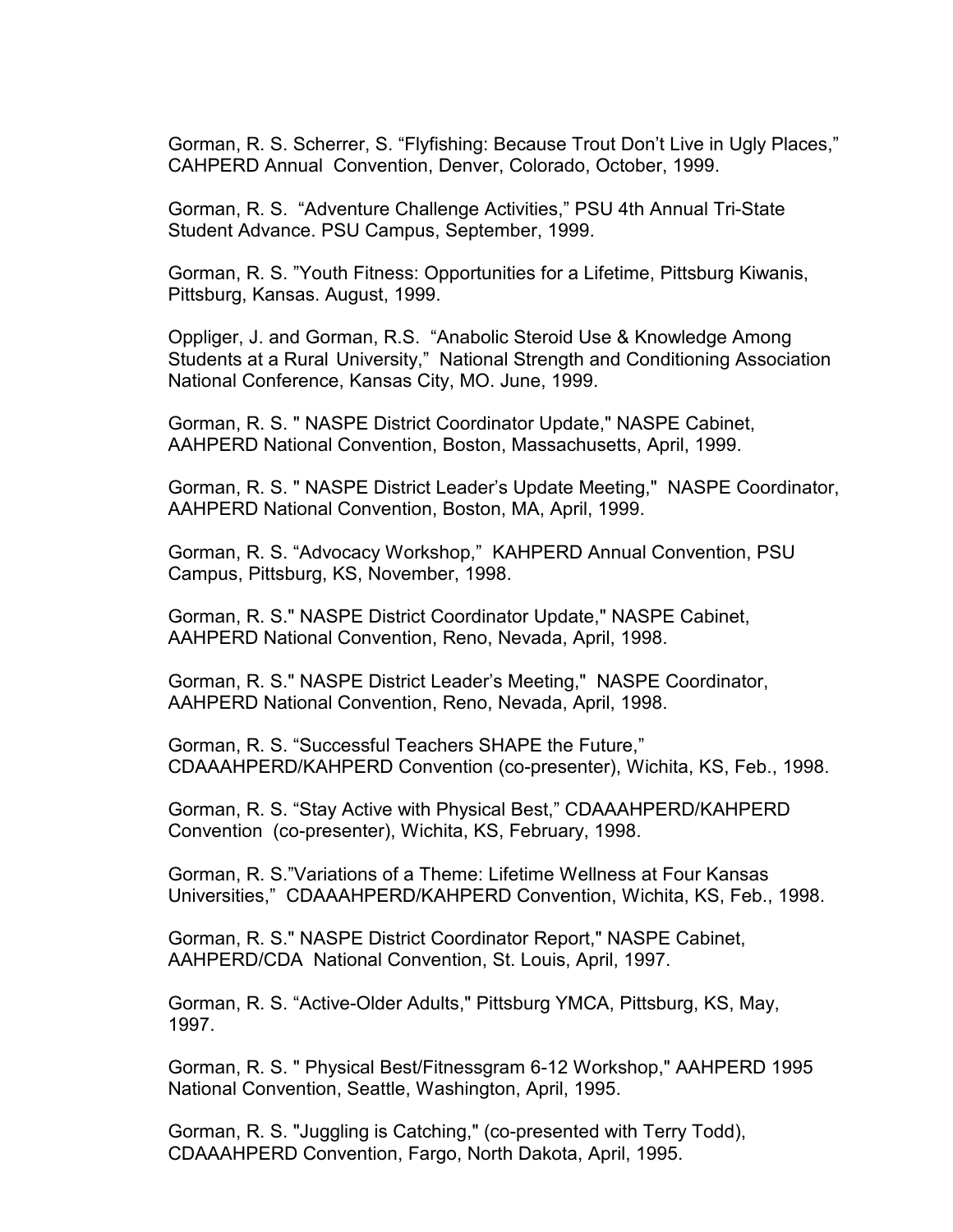Gorman, R. S. Scherrer, S. "Flyfishing: Because Trout Don't Live in Ugly Places," CAHPERD Annual Convention, Denver, Colorado, October, 1999.

Gorman, R. S. "Adventure Challenge Activities," PSU 4th Annual Tri-State Student Advance. PSU Campus, September, 1999.

Gorman, R. S. "Youth Fitness: Opportunities for a Lifetime, Pittsburg Kiwanis, Pittsburg, Kansas. August, 1999.

Oppliger, J. and Gorman, R.S. "Anabolic Steroid Use & Knowledge Among Students at a Rural University," National Strength and Conditioning Association National Conference, Kansas City, MO. June, 1999.

Gorman, R. S. " NASPE District Coordinator Update," NASPE Cabinet, AAHPERD National Convention, Boston, Massachusetts, April, 1999.

Gorman, R. S. " NASPE District Leader's Update Meeting," NASPE Coordinator, AAHPERD National Convention, Boston, MA, April, 1999.

Gorman, R. S. "Advocacy Workshop," KAHPERD Annual Convention, PSU Campus, Pittsburg, KS, November, 1998.

Gorman, R. S." NASPE District Coordinator Update," NASPE Cabinet, AAHPERD National Convention, Reno, Nevada, April, 1998.

Gorman, R. S." NASPE District Leader's Meeting," NASPE Coordinator, AAHPERD National Convention, Reno, Nevada, April, 1998.

Gorman, R. S. "Successful Teachers SHAPE the Future," CDAAAHPERD/KAHPERD Convention (co-presenter), Wichita, KS, Feb., 1998.

Gorman, R. S. "Stay Active with Physical Best," CDAAAHPERD/KAHPERD Convention (co-presenter), Wichita, KS, February, 1998.

Gorman, R. S."Variations of a Theme: Lifetime Wellness at Four Kansas Universities," CDAAAHPERD/KAHPERD Convention, Wichita, KS, Feb., 1998.

Gorman, R. S." NASPE District Coordinator Report," NASPE Cabinet, AAHPERD/CDA National Convention, St. Louis, April, 1997.

Gorman, R. S. "Active-Older Adults," Pittsburg YMCA, Pittsburg, KS, May, 1997.

Gorman, R. S. " Physical Best/Fitnessgram 6-12 Workshop," AAHPERD 1995 National Convention, Seattle, Washington, April, 1995.

Gorman, R. S. "Juggling is Catching," (co-presented with Terry Todd), CDAAAHPERD Convention, Fargo, North Dakota, April, 1995.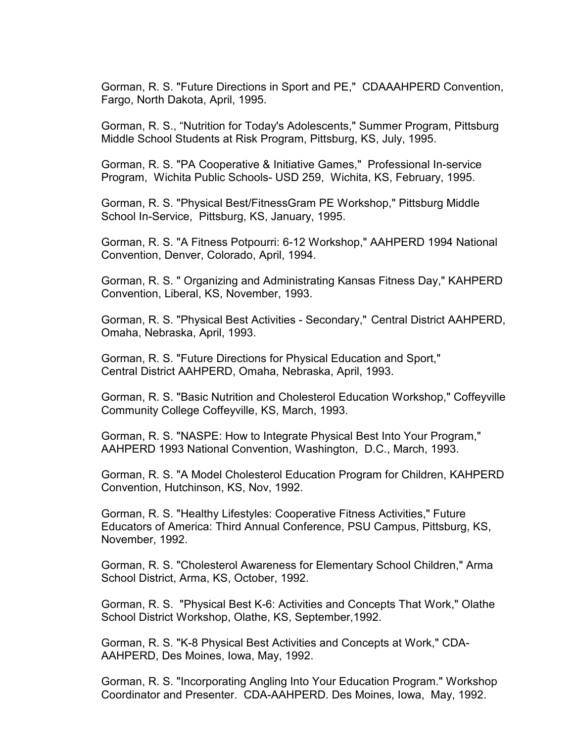Gorman, R. S. "Future Directions in Sport and PE," CDAAAHPERD Convention, Fargo, North Dakota, April, 1995.

Gorman, R. S., "Nutrition for Today's Adolescents," Summer Program, Pittsburg Middle School Students at Risk Program, Pittsburg, KS, July, 1995.

Gorman, R. S. "PA Cooperative & Initiative Games," Professional In-service Program, Wichita Public Schools- USD 259, Wichita, KS, February, 1995.

Gorman, R. S. "Physical Best/FitnessGram PE Workshop," Pittsburg Middle School In-Service, Pittsburg, KS, January, 1995.

Gorman, R. S. "A Fitness Potpourri: 6-12 Workshop," AAHPERD 1994 National Convention, Denver, Colorado, April, 1994.

Gorman, R. S. " Organizing and Administrating Kansas Fitness Day," KAHPERD Convention, Liberal, KS, November, 1993.

Gorman, R. S. "Physical Best Activities - Secondary," Central District AAHPERD, Omaha, Nebraska, April, 1993.

Gorman, R. S. "Future Directions for Physical Education and Sport," Central District AAHPERD, Omaha, Nebraska, April, 1993.

Gorman, R. S. "Basic Nutrition and Cholesterol Education Workshop," Coffeyville Community College Coffeyville, KS, March, 1993.

Gorman, R. S. "NASPE: How to Integrate Physical Best Into Your Program," AAHPERD 1993 National Convention, Washington, D.C., March, 1993.

Gorman, R. S. "A Model Cholesterol Education Program for Children, KAHPERD Convention, Hutchinson, KS, Nov, 1992.

Gorman, R. S. "Healthy Lifestyles: Cooperative Fitness Activities," Future Educators of America: Third Annual Conference, PSU Campus, Pittsburg, KS, November, 1992.

Gorman, R. S. "Cholesterol Awareness for Elementary School Children," Arma School District, Arma, KS, October, 1992.

Gorman, R. S. "Physical Best K-6: Activities and Concepts That Work," Olathe School District Workshop, Olathe, KS, September,1992.

Gorman, R. S. "K-8 Physical Best Activities and Concepts at Work," CDA-AAHPERD, Des Moines, Iowa, May, 1992.

Gorman, R. S. "Incorporating Angling Into Your Education Program." Workshop Coordinator and Presenter. CDA-AAHPERD. Des Moines, Iowa, May, 1992.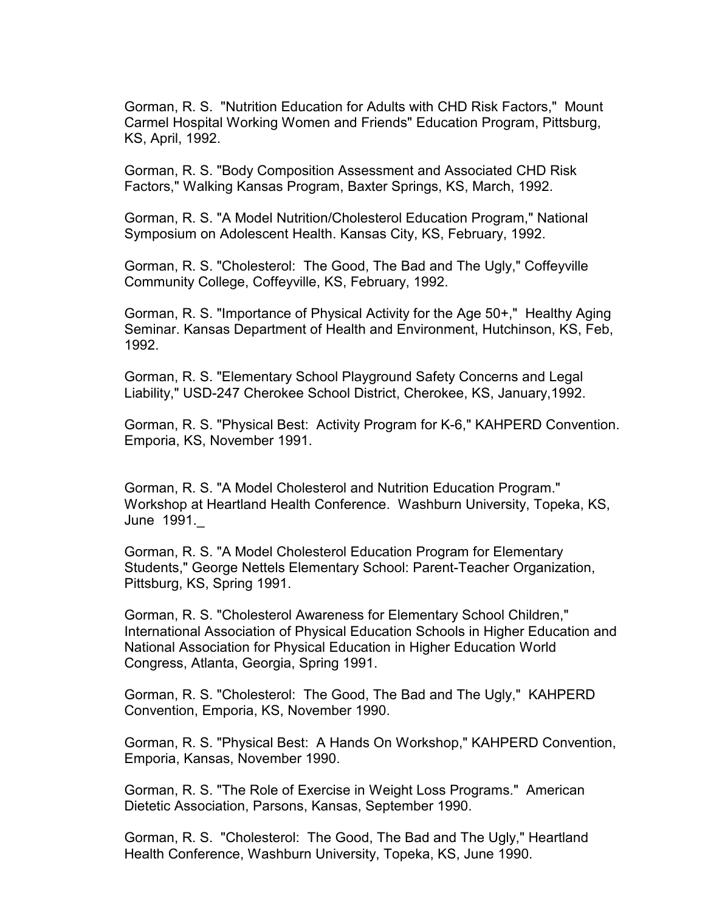Gorman, R. S.  "Nutrition Education for Adults with CHD Risk Factors,"  Mount Carmel Hospital Working Women and Friends" Education Program, Pittsburg, KS, April, 1992.

Gorman, R. S. "Body Composition Assessment and Associated CHD Risk Factors," Walking Kansas Program, Baxter Springs, KS, March, 1992.

Gorman, R. S. "A Model Nutrition/Cholesterol Education Program," National Symposium on Adolescent Health. Kansas City, KS, February, 1992.

Gorman, R. S. "Cholesterol:  The Good, The Bad and The Ugly," Coffeyville Community College, Coffeyville, KS, February, 1992.

Gorman, R. S. "Importance of Physical Activity for the Age 50+,"  Healthy Aging Seminar. Kansas Department of Health and Environment, Hutchinson, KS, Feb, 1992.

Gorman, R. S. "Elementary School Playground Safety Concerns and Legal Liability," USD-247 Cherokee School District, Cherokee, KS, January,1992.

Gorman, R. S. "Physical Best:  Activity Program for K-6," KAHPERD Convention. Emporia, KS, November 1991.

Gorman, R. S. "A Model Cholesterol and Nutrition Education Program." Workshop at Heartland Health Conference.  Washburn University, Topeka, KS, June  1991._

Gorman, R. S. "A Model Cholesterol Education Program for Elementary Students," George Nettels Elementary School: Parent-Teacher Organization, Pittsburg, KS, Spring 1991.

Gorman, R. S. "Cholesterol Awareness for Elementary School Children," International Association of Physical Education Schools in Higher Education and National Association for Physical Education in Higher Education World Congress, Atlanta, Georgia, Spring 1991.

Gorman, R. S. "Cholesterol:  The Good, The Bad and The Ugly,"  KAHPERD Convention, Emporia, KS, November 1990.

Gorman, R. S. "Physical Best:  A Hands On Workshop," KAHPERD Convention, Emporia, Kansas, November 1990.

Gorman, R. S. "The Role of Exercise in Weight Loss Programs."  American Dietetic Association, Parsons, Kansas, September 1990.

Gorman, R. S.  "Cholesterol:  The Good, The Bad and The Ugly," Heartland Health Conference, Washburn University, Topeka, KS, June 1990.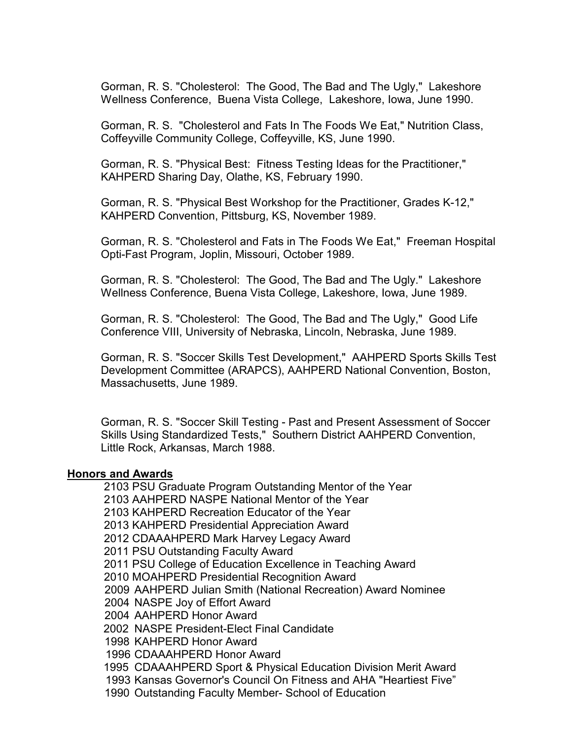Gorman, R. S. "Cholesterol: The Good, The Bad and The Ugly," Lakeshore Wellness Conference, Buena Vista College, Lakeshore, Iowa, June 1990.

Gorman, R. S. "Cholesterol and Fats In The Foods We Eat," Nutrition Class, Coffeyville Community College, Coffeyville, KS, June 1990.

Gorman, R. S. "Physical Best: Fitness Testing Ideas for the Practitioner," KAHPERD Sharing Day, Olathe, KS, February 1990.

Gorman, R. S. "Physical Best Workshop for the Practitioner, Grades K-12," KAHPERD Convention, Pittsburg, KS, November 1989.

Gorman, R. S. "Cholesterol and Fats in The Foods We Eat," Freeman Hospital Opti-Fast Program, Joplin, Missouri, October 1989.

Gorman, R. S. "Cholesterol: The Good, The Bad and The Ugly." Lakeshore Wellness Conference, Buena Vista College, Lakeshore, Iowa, June 1989.

Gorman, R. S. "Cholesterol: The Good, The Bad and The Ugly," Good Life Conference VIII, University of Nebraska, Lincoln, Nebraska, June 1989.

Gorman, R. S. "Soccer Skills Test Development," AAHPERD Sports Skills Test Development Committee (ARAPCS), AAHPERD National Convention, Boston, Massachusetts, June 1989.

Gorman, R. S. "Soccer Skill Testing - Past and Present Assessment of Soccer Skills Using Standardized Tests," Southern District AAHPERD Convention, Little Rock, Arkansas, March 1988.

## Honors and Awards

2103 PSU Graduate Program Outstanding Mentor of the Year
2103 AAHPERD NASPE National Mentor of the Year
2103 KAHPERD Recreation Educator of the Year
2013 KAHPERD Presidential Appreciation Award
2012 CDAAAHPERD Mark Harvey Legacy Award
2011 PSU Outstanding Faculty Award
2011 PSU College of Education Excellence in Teaching Award
2010 MOAHPERD Presidential Recognition Award
2009 AAHPERD Julian Smith (National Recreation) Award Nominee
2004 NASPE Joy of Effort Award
2004 AAHPERD Honor Award
2002 NASPE President-Elect Final Candidate
1998 KAHPERD Honor Award
1996 CDAAAHPERD Honor Award
1995 CDAAAHPERD Sport & Physical Education Division Merit Award
1993 Kansas Governor's Council On Fitness and AHA "Heartiest Five"
1990 Outstanding Faculty Member- School of Education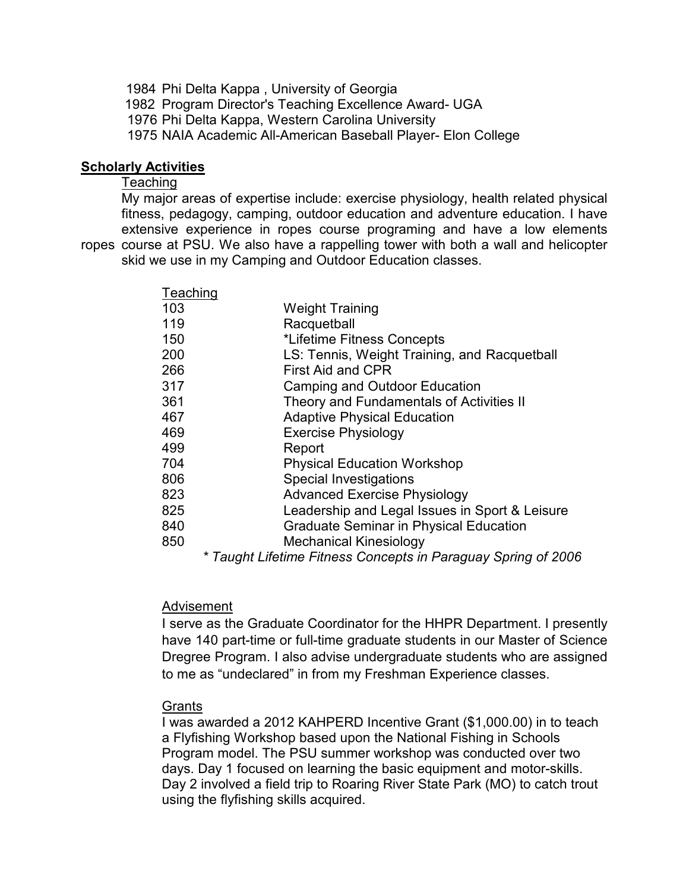1984 Phi Delta Kappa , University of Georgia
1982 Program Director's Teaching Excellence Award- UGA
1976 Phi Delta Kappa, Western Carolina University
1975 NAIA Academic All-American Baseball Player- Elon College

## Scholarly Activities

### Teaching

My major areas of expertise include: exercise physiology, health related physical fitness, pedagogy, camping, outdoor education and adventure education. I have extensive experience in ropes course programing and have a low elements ropes course at PSU. We also have a rappelling tower with both a wall and helicopter skid we use in my Camping and Outdoor Education classes.

| Teaching | |
|---|---|
| 103 | Weight Training |
| 119 | Racquetball |
| 150 | *Lifetime Fitness Concepts |
| 200 | LS: Tennis, Weight Training, and Racquetball |
| 266 | First Aid and CPR |
| 317 | Camping and Outdoor Education |
| 361 | Theory and Fundamentals of Activities II |
| 467 | Adaptive Physical Education |
| 469 | Exercise Physiology |
| 499 | Report |
| 704 | Physical Education Workshop |
| 806 | Special Investigations |
| 823 | Advanced Exercise Physiology |
| 825 | Leadership and Legal Issues in Sport & Leisure |
| 840 | Graduate Seminar in Physical Education |
| 850 | Mechanical Kinesiology |

*\* Taught Lifetime Fitness Concepts in Paraguay Spring of 2006*

### Advisement

I serve as the Graduate Coordinator for the HHPR Department. I presently have 140 part-time or full-time graduate students in our Master of Science Dregree Program. I also advise undergraduate students who are assigned to me as "undeclared" in from my Freshman Experience classes.

### Grants

I was awarded a 2012 KAHPERD Incentive Grant ($1,000.00) in to teach a Flyfishing Workshop based upon the National Fishing in Schools Program model. The PSU summer workshop was conducted over two days. Day 1 focused on learning the basic equipment and motor-skills. Day 2 involved a field trip to Roaring River State Park (MO) to catch trout using the flyfishing skills acquired.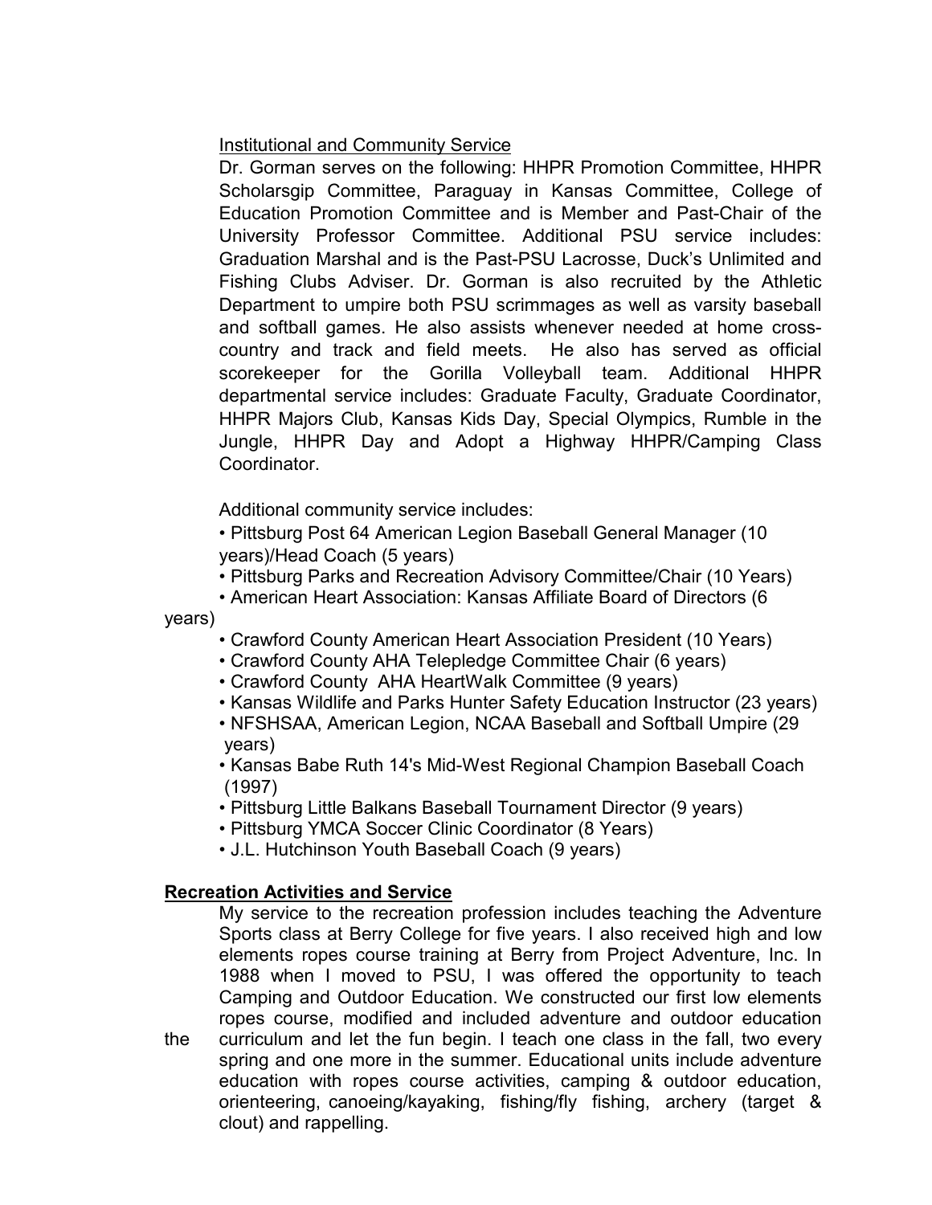Institutional and Community Service

Dr. Gorman serves on the following: HHPR Promotion Committee, HHPR Scholarsgip Committee, Paraguay in Kansas Committee, College of Education Promotion Committee and is Member and Past-Chair of the University Professor Committee. Additional PSU service includes: Graduation Marshal and is the Past-PSU Lacrosse, Duck's Unlimited and Fishing Clubs Adviser. Dr. Gorman is also recruited by the Athletic Department to umpire both PSU scrimmages as well as varsity baseball and softball games. He also assists whenever needed at home cross-country and track and field meets. He also has served as official scorekeeper for the Gorilla Volleyball team. Additional HHPR departmental service includes: Graduate Faculty, Graduate Coordinator, HHPR Majors Club, Kansas Kids Day, Special Olympics, Rumble in the Jungle, HHPR Day and Adopt a Highway HHPR/Camping Class Coordinator.

Additional community service includes:

- Pittsburg Post 64 American Legion Baseball General Manager (10 years)/Head Coach (5 years)
- Pittsburg Parks and Recreation Advisory Committee/Chair (10 Years)
- American Heart Association: Kansas Affiliate Board of Directors (6 years)
- Crawford County American Heart Association President (10 Years)
- Crawford County AHA Telepledge Committee Chair (6 years)
- Crawford County AHA HeartWalk Committee (9 years)
- Kansas Wildlife and Parks Hunter Safety Education Instructor (23 years)
- NFSHSAA, American Legion, NCAA Baseball and Softball Umpire (29 years)
- Kansas Babe Ruth 14's Mid-West Regional Champion Baseball Coach (1997)
- Pittsburg Little Balkans Baseball Tournament Director (9 years)
- Pittsburg YMCA Soccer Clinic Coordinator (8 Years)
- J.L. Hutchinson Youth Baseball Coach (9 years)

**Recreation Activities and Service**

My service to the recreation profession includes teaching the Adventure Sports class at Berry College for five years. I also received high and low elements ropes course training at Berry from Project Adventure, Inc. In 1988 when I moved to PSU, I was offered the opportunity to teach Camping and Outdoor Education. We constructed our first low elements ropes course, modified and included adventure and outdoor education the curriculum and let the fun begin. I teach one class in the fall, two every spring and one more in the summer. Educational units include adventure education with ropes course activities, camping & outdoor education, orienteering, canoeing/kayaking, fishing/fly fishing, archery (target & clout) and rappelling.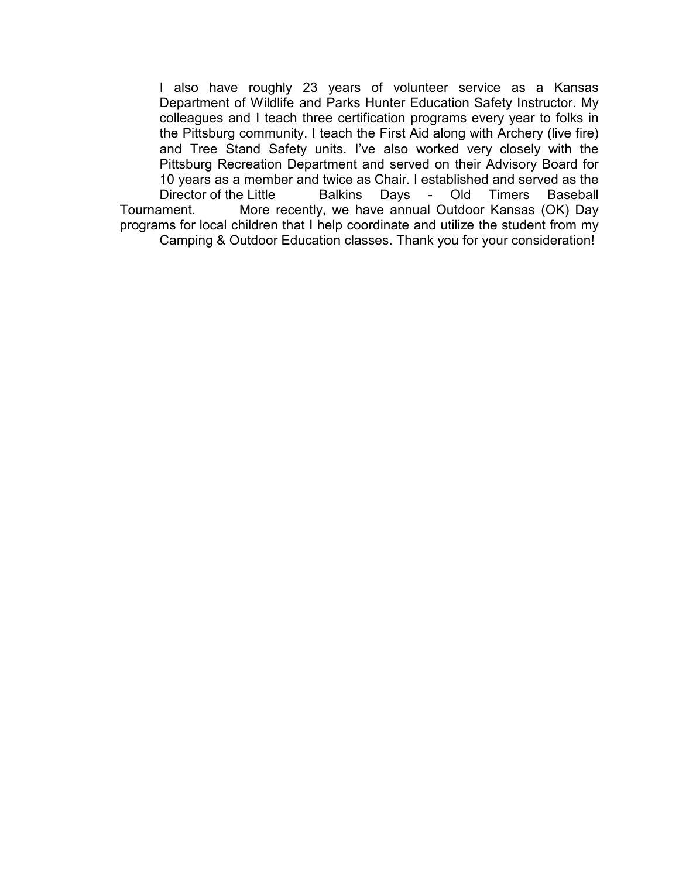I also have roughly 23 years of volunteer service as a Kansas Department of Wildlife and Parks Hunter Education Safety Instructor. My colleagues and I teach three certification programs every year to folks in the Pittsburg community. I teach the First Aid along with Archery (live fire) and Tree Stand Safety units. I've also worked very closely with the Pittsburg Recreation Department and served on their Advisory Board for 10 years as a member and twice as Chair. I established and served as the Director of the Little Balkins Days - Old Timers Baseball Tournament. More recently, we have annual Outdoor Kansas (OK) Day programs for local children that I help coordinate and utilize the student from my Camping & Outdoor Education classes. Thank you for your consideration!